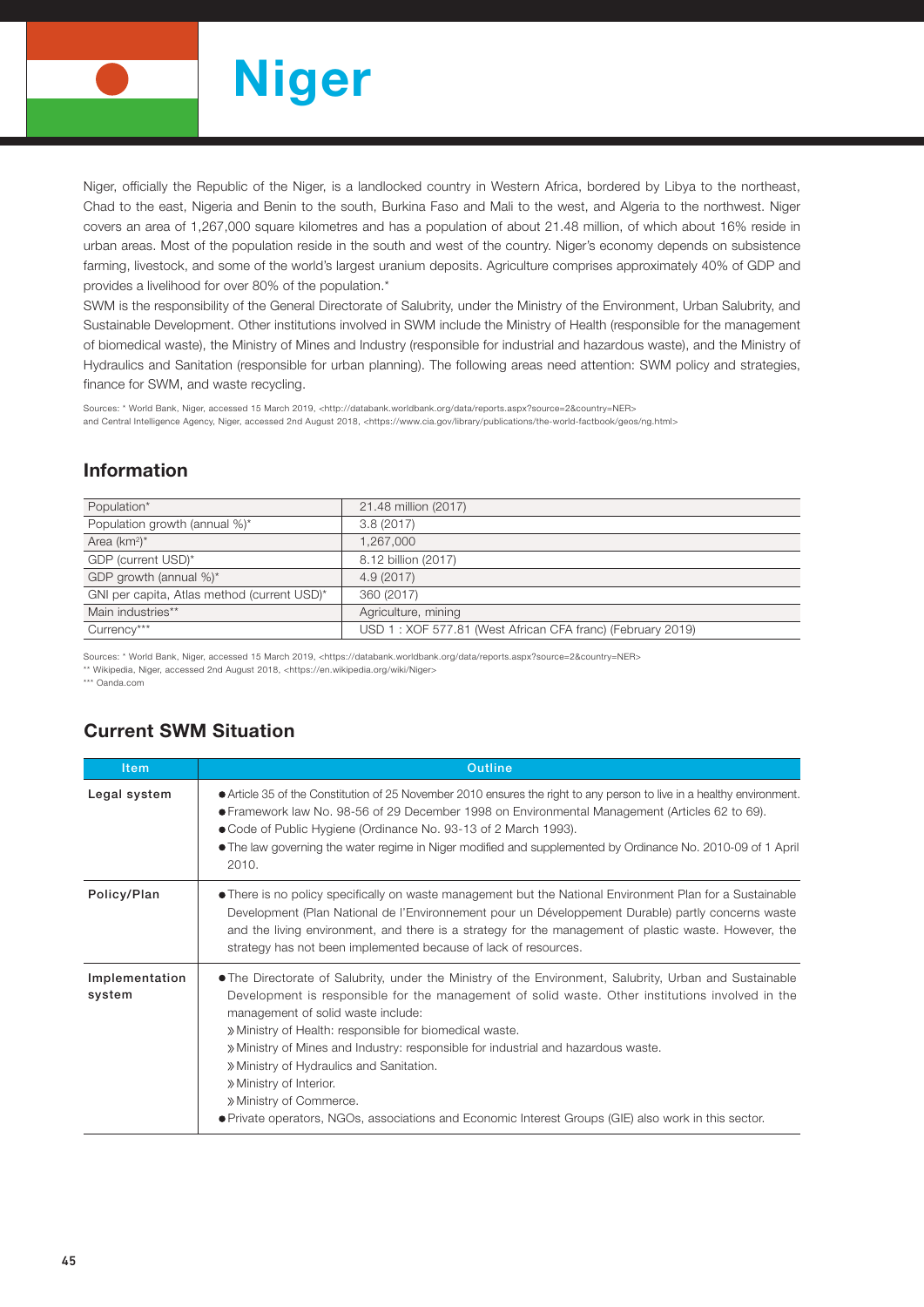# Niger

Niger, officially the Republic of the Niger, is a landlocked country in Western Africa, bordered by Libya to the northeast, Chad to the east, Nigeria and Benin to the south, Burkina Faso and Mali to the west, and Algeria to the northwest. Niger covers an area of 1,267,000 square kilometres and has a population of about 21.48 million, of which about 16% reside in urban areas. Most of the population reside in the south and west of the country. Niger's economy depends on subsistence farming, livestock, and some of the world's largest uranium deposits. Agriculture comprises approximately 40% of GDP and provides a livelihood for over 80% of the population.*

SWM is the responsibility of the General Directorate of Salubrity, under the Ministry of the Environment, Urban Salubrity, and Sustainable Development. Other institutions involved in SWM include the Ministry of Health (responsible for the management of biomedical waste), the Ministry of Mines and Industry (responsible for industrial and hazardous waste), and the Ministry of Hydraulics and Sanitation (responsible for urban planning). The following areas need attention: SWM policy and strategies, finance for SWM, and waste recycling.

Sources: * World Bank, Niger, accessed 15 March 2019, <http://databank.worldbank.org/data/reports.aspx?source=2&country=NER>
and Central Intelligence Agency, Niger, accessed 2nd August 2018, <https://www.cia.gov/library/publications/the-world-factbook/geos/ng.html>

## Information

| | |
|---|---|
| Population* | 21.48 million (2017) |
| Population growth (annual %)* | 3.8 (2017) |
| Area (km²)* | 1,267,000 |
| GDP (current USD)* | 8.12 billion (2017) |
| GDP growth (annual %)* | 4.9 (2017) |
| GNI per capita, Atlas method (current USD)* | 360 (2017) |
| Main industries** | Agriculture, mining |
| Currency*** | USD 1 : XOF 577.81 (West African CFA franc) (February 2019) |

Sources: * World Bank, Niger, accessed 15 March 2019, <https://databank.worldbank.org/data/reports.aspx?source=2&country=NER>
** Wikipedia, Niger, accessed 2nd August 2018, <https://en.wikipedia.org/wiki/Niger>
*** Oanda.com

## Current SWM Situation

| Item | Outline |
|---|---|
| Legal system | ● Article 35 of the Constitution of 25 November 2010 ensures the right to any person to live in a healthy environment.<br>● Framework law No. 98-56 of 29 December 1998 on Environmental Management (Articles 62 to 69).<br>● Code of Public Hygiene (Ordinance No. 93-13 of 2 March 1993).<br>● The law governing the water regime in Niger modified and supplemented by Ordinance No. 2010-09 of 1 April 2010. |
| Policy/Plan | ● There is no policy specifically on waste management but the National Environment Plan for a Sustainable Development (Plan National de l'Environnement pour un Développement Durable) partly concerns waste and the living environment, and there is a strategy for the management of plastic waste. However, the strategy has not been implemented because of lack of resources. |
| Implementation system | ● The Directorate of Salubrity, under the Ministry of the Environment, Salubrity, Urban and Sustainable Development is responsible for the management of solid waste. Other institutions involved in the management of solid waste include:<br>» Ministry of Health: responsible for biomedical waste.<br>» Ministry of Mines and Industry: responsible for industrial and hazardous waste.<br>» Ministry of Hydraulics and Sanitation.<br>» Ministry of Interior.<br>» Ministry of Commerce.<br>● Private operators, NGOs, associations and Economic Interest Groups (GIE) also work in this sector. |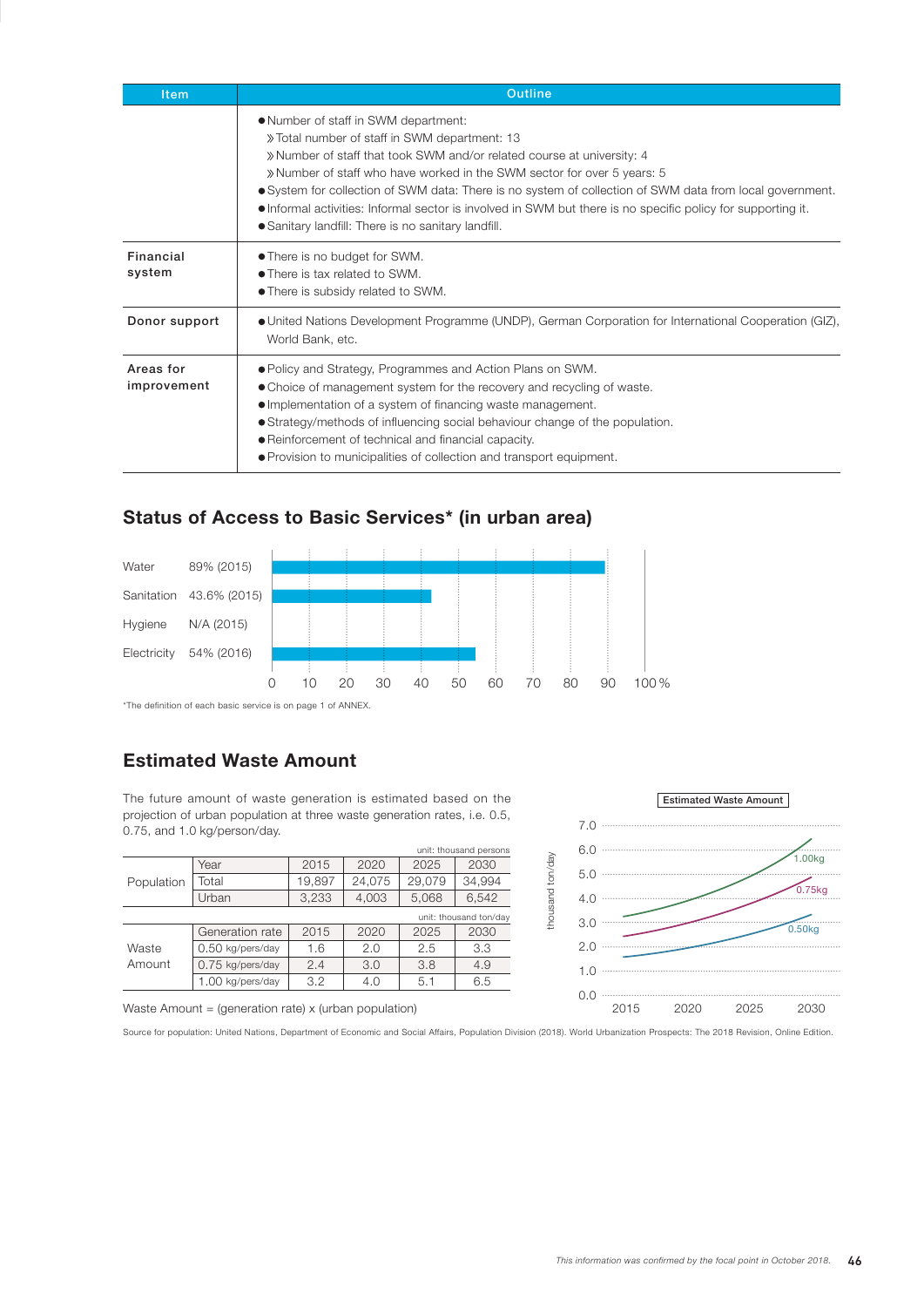| Item | Outline |
| --- | --- |
| | ● Number of staff in SWM department:<br>» Total number of staff in SWM department: 13<br>» Number of staff that took SWM and/or related course at university: 4<br>» Number of staff who have worked in the SWM sector for over 5 years: 5<br>● System for collection of SWM data: There is no system of collection of SWM data from local government.<br>● Informal activities: Informal sector is involved in SWM but there is no specific policy for supporting it.<br>● Sanitary landfill: There is no sanitary landfill. |
| Financial system | ● There is no budget for SWM.<br>● There is tax related to SWM.<br>● There is subsidy related to SWM. |
| Donor support | ● United Nations Development Programme (UNDP), German Corporation for International Cooperation (GIZ), World Bank, etc. |
| Areas for improvement | ● Policy and Strategy, Programmes and Action Plans on SWM.<br>● Choice of management system for the recovery and recycling of waste.<br>● Implementation of a system of financing waste management.<br>● Strategy/methods of influencing social behaviour change of the population.<br>● Reinforcement of technical and financial capacity.<br>● Provision to municipalities of collection and transport equipment. |

## Status of Access to Basic Services* (in urban area)

Water 89% (2015)
Sanitation 43.6% (2015)
Hygiene N/A (2015)
Electricity 54% (2016)
0 10 20 30 40 50 60 70 80 90 100 %

*The definition of each basic service is on page 1 of ANNEX.

## Estimated Waste Amount

The future amount of waste generation is estimated based on the projection of urban population at three waste generation rates, i.e. 0.5, 0.75, and 1.0 kg/person/day.

unit: thousand persons

| | Year | 2015 | 2020 | 2025 | 2030 |
| --- | --- | --- | --- | --- | --- |
| Population | Total | 19,897 | 24,075 | 29,079 | 34,994 |
| | Urban | 3,233 | 4,003 | 5,068 | 6,542 |

unit: thousand ton/day

| | Generation rate | 2015 | 2020 | 2025 | 2030 |
| --- | --- | --- | --- | --- | --- |
| Waste Amount | 0.50 kg/pers/day | 1.6 | 2.0 | 2.5 | 3.3 |
| | 0.75 kg/pers/day | 2.4 | 3.0 | 3.8 | 4.9 |
| | 1.00 kg/pers/day | 3.2 | 4.0 | 5.1 | 6.5 |

Waste Amount = (generation rate) x (urban population)

Estimated Waste Amount
thousand ton/day
7.0
6.0
5.0
4.0
3.0
2.0
1.0
0.0
2015 2020 2025 2030
1.00kg
0.75kg
0.50kg

Source for population: United Nations, Department of Economic and Social Affairs, Population Division (2018). World Urbanization Prospects: The 2018 Revision, Online Edition.

*This information was confirmed by the focal point in October 2018.*